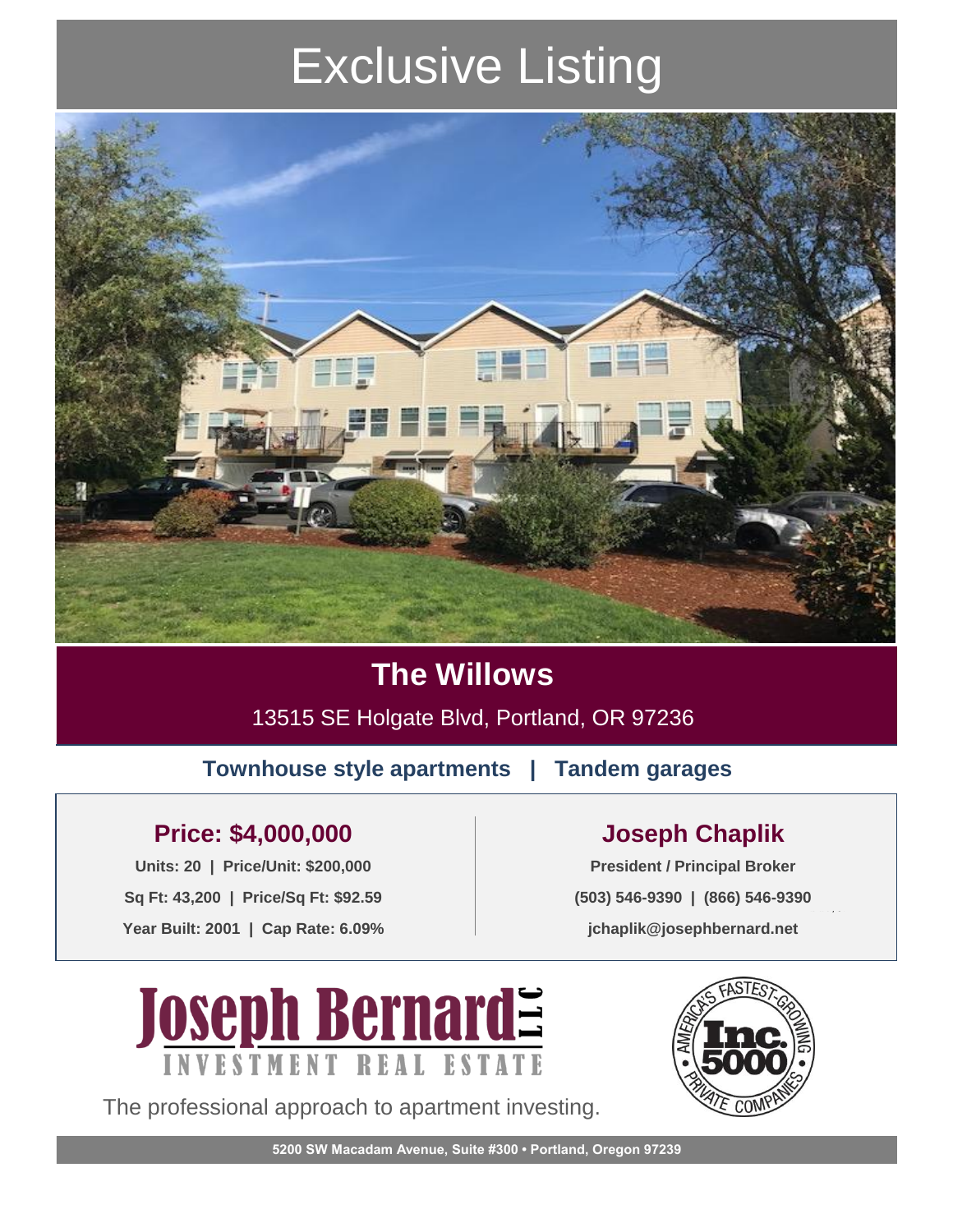# Exclusive Listing

## The Willows

13515 SE Holgate Blvd, Portland, OR 97236

**Townhouse style apartments | Tandem garages**

### Price: $4,000,000

**Units: 20 | Price/Unit: $200,000**

**Sq Ft: 43,200 | Price/Sq Ft: $92.59**

**Year Built: 2001 | Cap Rate: 6.09%**

### Joseph Chaplik

**President / Principal Broker**

**(503) 546-9390 | (866) 546-9390**

**jchaplik@josephbernard.net**

Joseph Bernard LLC
INVESTMENT REAL ESTATE

The professional approach to apartment investing.

America's Fastest-Growing Private Companies Inc. 5000

**5200 SW Macadam Avenue, Suite #300 • Portland, Oregon 97239**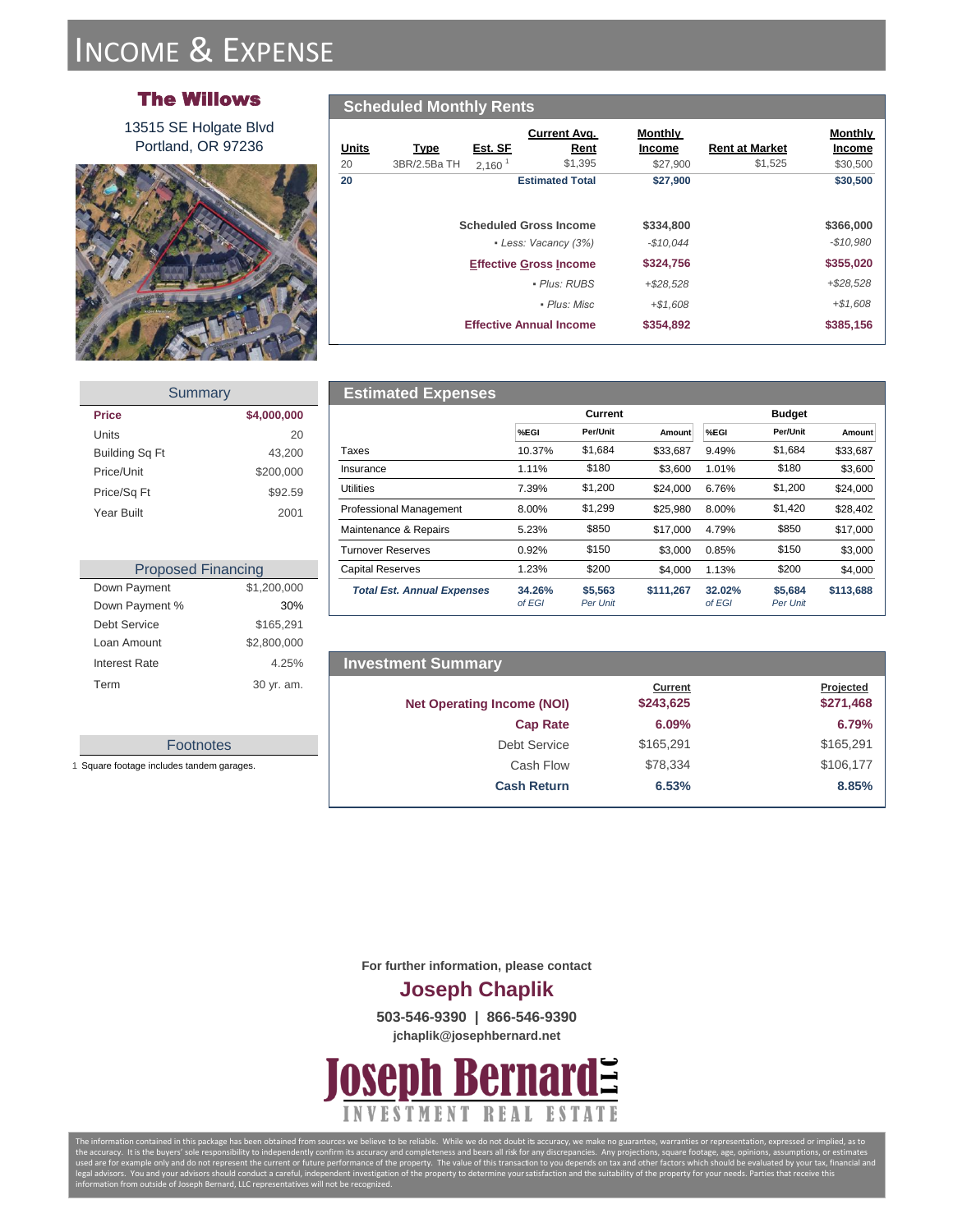# Income & Expense

## The Willows

13515 SE Holgate Blvd
Portland, OR 97236

### Scheduled Monthly Rents

| Units | Type | Est. SF | Current Avg. Rent | Monthly Income | Rent at Market | Monthly Income |
|---|---|---|---|---|---|---|
| 20 | 3BR/2.5Ba TH | 2,160 [1] | $1,395 | $27,900 | $1,525 | $30,500 |
| **20** | | | **Estimated Total** | **$27,900** | | **$30,500** |

| | Current | Market |
|---|---|---|
| **Scheduled Gross Income** | **$334,800** | **$366,000** |
| *▪ Less: Vacancy (3%)* | *-$10,044* | *-$10,980* |
| **Effective Gross Income** | **$324,756** | **$355,020** |
| *▪ Plus: RUBS* | *+$28,528* | *+$28,528* |
| *▪ Plus: Misc* | *+$1,608* | *+$1,608* |
| **Effective Annual Income** | **$354,892** | **$385,156** |

### Summary

| | |
|---|---|
| **Price** | **$4,000,000** |
| Units | 20 |
| Building Sq Ft | 43,200 |
| Price/Unit | $200,000 |
| Price/Sq Ft | $92.59 |
| Year Built | 2001 |

### Estimated Expenses

| | Current | | | Budget | | |
|---|---|---|---|---|---|---|
| | %EGI | Per/Unit | Amount | %EGI | Per/Unit | Amount |
| Taxes | 10.37% | $1,684 | $33,687 | 9.49% | $1,684 | $33,687 |
| Insurance | 1.11% | $180 | $3,600 | 1.01% | $180 | $3,600 |
| Utilities | 7.39% | $1,200 | $24,000 | 6.76% | $1,200 | $24,000 |
| Professional Management | 8.00% | $1,299 | $25,980 | 8.00% | $1,420 | $28,402 |
| Maintenance & Repairs | 5.23% | $850 | $17,000 | 4.79% | $850 | $17,000 |
| Turnover Reserves | 0.92% | $150 | $3,000 | 0.85% | $150 | $3,000 |
| Capital Reserves | 1.23% | $200 | $4,000 | 1.13% | $200 | $4,000 |
| ***Total Est. Annual Expenses*** | **34.26%** *of EGI* | **$5,563** *Per Unit* | **$111,267** | **32.02%** *of EGI* | **$5,684** *Per Unit* | **$113,688** |

### Proposed Financing

| | |
|---|---|
| Down Payment | $1,200,000 |
| Down Payment % | 30% |
| Debt Service | $165,291 |
| Loan Amount | $2,800,000 |
| Interest Rate | 4.25% |
| Term | 30 yr. am. |

### Investment Summary

| | Current | Projected |
|---|---|---|
| **Net Operating Income (NOI)** | **$243,625** | **$271,468** |
| **Cap Rate** | **6.09%** | **6.79%** |
| Debt Service | $165,291 | $165,291 |
| Cash Flow | $78,334 | $106,177 |
| **Cash Return** | **6.53%** | **8.85%** |

### Footnotes

1 Square footage includes tandem garages.

**For further information, please contact**

## Joseph Chaplik

**503-546-9390 | 866-546-9390**

**jchaplik@josephbernard.net**

**Joseph Bernard LLC**
INVESTMENT REAL ESTATE

The information contained in this package has been obtained from sources we believe to be reliable. While we do not doubt its accuracy, we make no guarantee, warranties or representation, expressed or implied, as to the accuracy. It is the buyers' sole responsibility to independently confirm its accuracy and completeness and bears all risk for any discrepancies. Any projections, square footage, age, opinions, assumptions, or estimates used are for example only and do not represent the current or future performance of the property. The value of this transaction to you depends on tax and other factors which should be evaluated by your tax, financial and legal advisors. You and your advisors should conduct a careful, independent investigation of the property to determine your satisfaction and the suitability of the property for your needs. Parties that receive this information from outside of Joseph Bernard, LLC representatives will not be recognized.